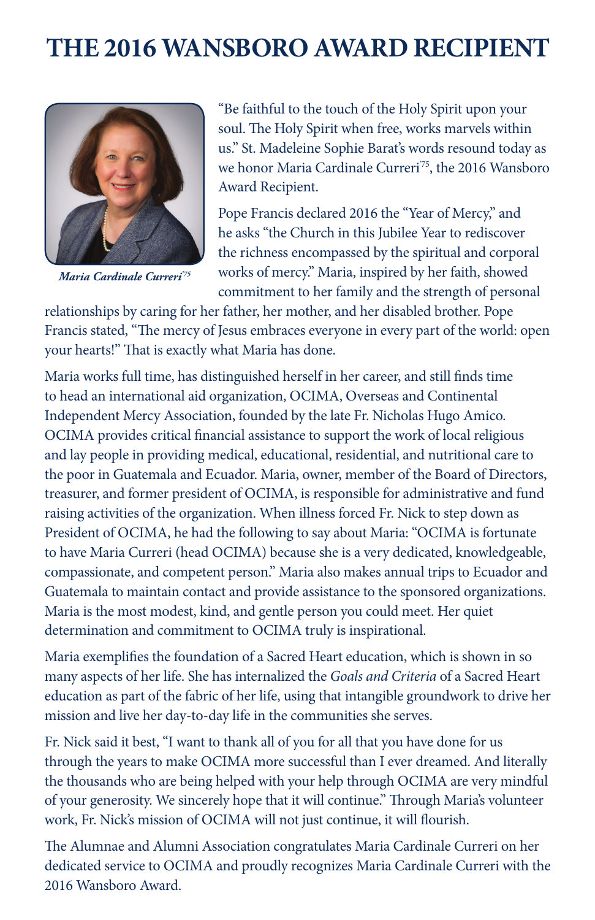# THE 2016 WANSBORO AWARD RECIPIENT

*Maria Cardinale Curreri'75*

"Be faithful to the touch of the Holy Spirit upon your soul. The Holy Spirit when free, works marvels within us." St. Madeleine Sophie Barat's words resound today as we honor Maria Cardinale Curreri'75, the 2016 Wansboro Award Recipient.

Pope Francis declared 2016 the "Year of Mercy," and he asks "the Church in this Jubilee Year to rediscover the richness encompassed by the spiritual and corporal works of mercy." Maria, inspired by her faith, showed commitment to her family and the strength of personal relationships by caring for her father, her mother, and her disabled brother. Pope Francis stated, "The mercy of Jesus embraces everyone in every part of the world: open your hearts!" That is exactly what Maria has done.

Maria works full time, has distinguished herself in her career, and still finds time to head an international aid organization, OCIMA, Overseas and Continental Independent Mercy Association, founded by the late Fr. Nicholas Hugo Amico. OCIMA provides critical financial assistance to support the work of local religious and lay people in providing medical, educational, residential, and nutritional care to the poor in Guatemala and Ecuador. Maria, owner, member of the Board of Directors, treasurer, and former president of OCIMA, is responsible for administrative and fund raising activities of the organization. When illness forced Fr. Nick to step down as President of OCIMA, he had the following to say about Maria: "OCIMA is fortunate to have Maria Curreri (head OCIMA) because she is a very dedicated, knowledgeable, compassionate, and competent person." Maria also makes annual trips to Ecuador and Guatemala to maintain contact and provide assistance to the sponsored organizations. Maria is the most modest, kind, and gentle person you could meet. Her quiet determination and commitment to OCIMA truly is inspirational.

Maria exemplifies the foundation of a Sacred Heart education, which is shown in so many aspects of her life. She has internalized the *Goals and Criteria* of a Sacred Heart education as part of the fabric of her life, using that intangible groundwork to drive her mission and live her day-to-day life in the communities she serves.

Fr. Nick said it best, "I want to thank all of you for all that you have done for us through the years to make OCIMA more successful than I ever dreamed. And literally the thousands who are being helped with your help through OCIMA are very mindful of your generosity. We sincerely hope that it will continue." Through Maria's volunteer work, Fr. Nick's mission of OCIMA will not just continue, it will flourish.

The Alumnae and Alumni Association congratulates Maria Cardinale Curreri on her dedicated service to OCIMA and proudly recognizes Maria Cardinale Curreri with the 2016 Wansboro Award.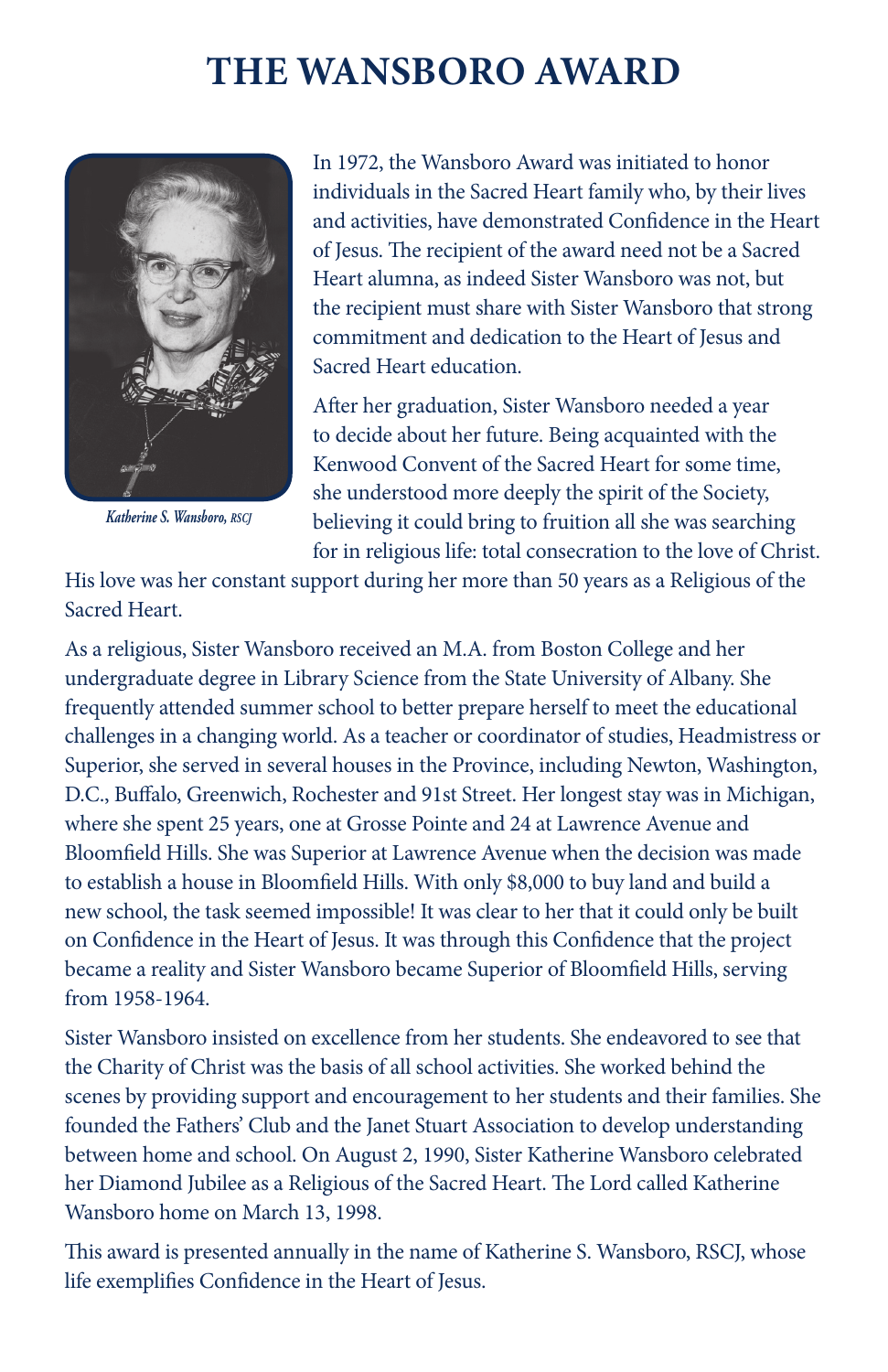# THE WANSBORO AWARD

*Katherine S. Wansboro, RSCJ*

In 1972, the Wansboro Award was initiated to honor individuals in the Sacred Heart family who, by their lives and activities, have demonstrated Confidence in the Heart of Jesus. The recipient of the award need not be a Sacred Heart alumna, as indeed Sister Wansboro was not, but the recipient must share with Sister Wansboro that strong commitment and dedication to the Heart of Jesus and Sacred Heart education.

After her graduation, Sister Wansboro needed a year to decide about her future. Being acquainted with the Kenwood Convent of the Sacred Heart for some time, she understood more deeply the spirit of the Society, believing it could bring to fruition all she was searching for in religious life: total consecration to the love of Christ. His love was her constant support during her more than 50 years as a Religious of the Sacred Heart.

As a religious, Sister Wansboro received an M.A. from Boston College and her undergraduate degree in Library Science from the State University of Albany. She frequently attended summer school to better prepare herself to meet the educational challenges in a changing world. As a teacher or coordinator of studies, Headmistress or Superior, she served in several houses in the Province, including Newton, Washington, D.C., Buffalo, Greenwich, Rochester and 91st Street. Her longest stay was in Michigan, where she spent 25 years, one at Grosse Pointe and 24 at Lawrence Avenue and Bloomfield Hills. She was Superior at Lawrence Avenue when the decision was made to establish a house in Bloomfield Hills. With only $8,000 to buy land and build a new school, the task seemed impossible! It was clear to her that it could only be built on Confidence in the Heart of Jesus. It was through this Confidence that the project became a reality and Sister Wansboro became Superior of Bloomfield Hills, serving from 1958-1964.

Sister Wansboro insisted on excellence from her students. She endeavored to see that the Charity of Christ was the basis of all school activities. She worked behind the scenes by providing support and encouragement to her students and their families. She founded the Fathers' Club and the Janet Stuart Association to develop understanding between home and school. On August 2, 1990, Sister Katherine Wansboro celebrated her Diamond Jubilee as a Religious of the Sacred Heart. The Lord called Katherine Wansboro home on March 13, 1998.

This award is presented annually in the name of Katherine S. Wansboro, RSCJ, whose life exemplifies Confidence in the Heart of Jesus.